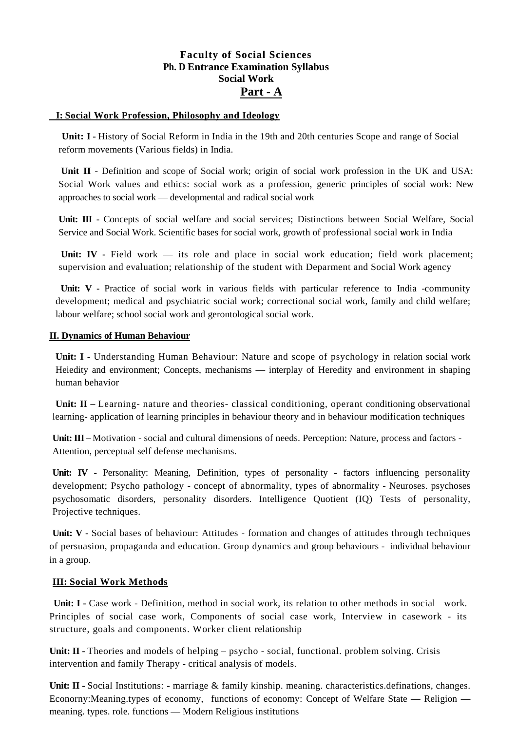**Faculty of Social Sciences**
**Ph. D Entrance Examination Syllabus**
**Social Work**

# Part - A

## I: Social Work Profession, Philosophy and Ideology

**Unit: I -** History of Social Reform in India in the 19th and 20th centuries Scope and range of Social reform movements (Various fields) in India.

**Unit II** - Definition and scope of Social work; origin of social work profession in the UK and USA: Social Work values and ethics: social work as a profession, generic principles of social work: New approaches to social work — developmental and radical social work

**Unit: III -** Concepts of social welfare and social services; Distinctions between Social Welfare, Social Service and Social Work. Scientific bases for social work, growth of professional social work in India

**Unit: IV -** Field work — its role and place in social work education; field work placement; supervision and evaluation; relationship of the student with Deparment and Social Work agency

**Unit: V -** Practice of social work in various fields with particular reference to India -community development; medical and psychiatric social work; correctional social work, family and child welfare; labour welfare; school social work and gerontological social work.

## II. Dynamics of Human Behaviour

**Unit: I -** Understanding Human Behaviour: Nature and scope of psychology in relation social work Heiedity and environment; Concepts, mechanisms — interplay of Heredity and environment in shaping human behavior

**Unit: II –** Learning- nature and theories- classical conditioning, operant conditioning observational learning- application of learning principles in behaviour theory and in behaviour modification techniques

**Unit: III –** Motivation - social and cultural dimensions of needs. Perception: Nature, process and factors - Attention, perceptual self defense mechanisms.

**Unit: IV -** Personality: Meaning, Definition, types of personality - factors influencing personality development; Psycho pathology - concept of abnormality, types of abnormality - Neuroses. psychoses psychosomatic disorders, personality disorders. Intelligence Quotient (IQ) Tests of personality, Projective techniques.

**Unit: V -** Social bases of behaviour: Attitudes - formation and changes of attitudes through techniques of persuasion, propaganda and education. Group dynamics and group behaviours - individual behaviour in a group.

## III: Social Work Methods

**Unit: I -** Case work - Definition, method in social work, its relation to other methods in social work. Principles of social case work, Components of social case work, Interview in casework - its structure, goals and components. Worker client relationship

**Unit: II -** Theories and models of helping – psycho - social, functional. problem solving. Crisis intervention and family Therapy - critical analysis of models.

**Unit: II** - Social Institutions: - marriage & family kinship. meaning. characteristics.definations, changes. Econorny:Meaning.types of economy, functions of economy: Concept of Welfare State — Religion — meaning. types. role. functions — Modern Religious institutions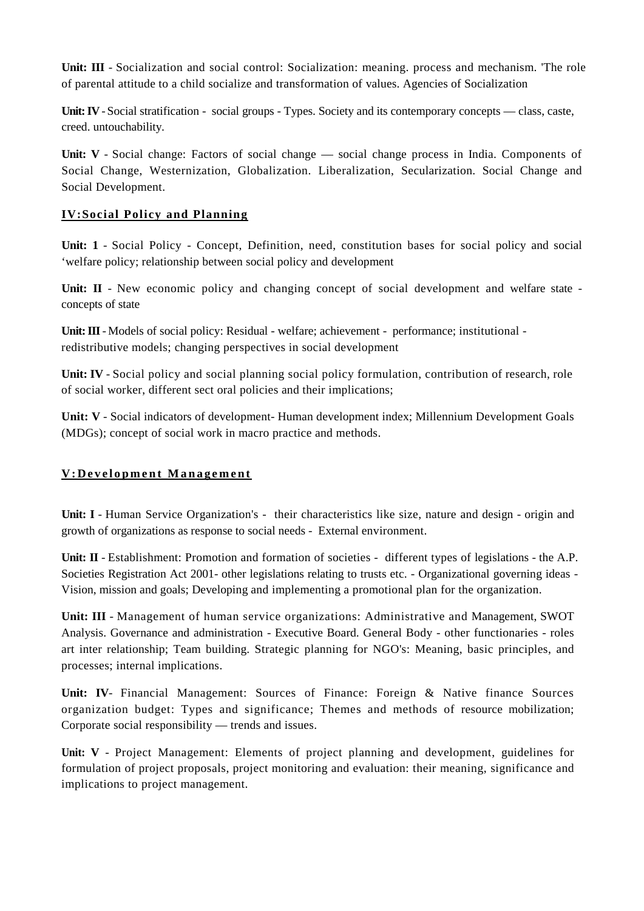**Unit: III** - Socialization and social control: Socialization: meaning. process and mechanism. 'The role of parental attitude to a child socialize and transformation of values. Agencies of Socialization

**Unit: IV** - Social stratification - social groups - Types. Society and its contemporary concepts — class, caste, creed. untouchability.

**Unit: V** - Social change: Factors of social change — social change process in India. Components of Social Change, Westernization, Globalization. Liberalization, Secularization. Social Change and Social Development.

## IV:Social Policy and Planning

**Unit: 1** - Social Policy - Concept, Definition, need, constitution bases for social policy and social 'welfare policy; relationship between social policy and development

**Unit: II** - New economic policy and changing concept of social development and welfare state - concepts of state

**Unit: III** - Models of social policy: Residual - welfare; achievement - performance; institutional - redistributive models; changing perspectives in social development

**Unit: IV** - Social policy and social planning social policy formulation, contribution of research, role of social worker, different sect oral policies and their implications;

**Unit: V** - Social indicators of development- Human development index; Millennium Development Goals (MDGs); concept of social work in macro practice and methods.

## V:Development Management

**Unit: I** - Human Service Organization's - their characteristics like size, nature and design - origin and growth of organizations as response to social needs - External environment.

**Unit: II** - Establishment: Promotion and formation of societies - different types of legislations - the A.P. Societies Registration Act 2001- other legislations relating to trusts etc. - Organizational governing ideas - Vision, mission and goals; Developing and implementing a promotional plan for the organization.

**Unit: III** - Management of human service organizations: Administrative and Management, SWOT Analysis. Governance and administration - Executive Board. General Body - other functionaries - roles art inter relationship; Team building. Strategic planning for NGO's: Meaning, basic principles, and processes; internal implications.

**Unit: IV**- Financial Management: Sources of Finance: Foreign & Native finance Sources organization budget: Types and significance; Themes and methods of resource mobilization; Corporate social responsibility — trends and issues.

**Unit: V** - Project Management: Elements of project planning and development, guidelines for formulation of project proposals, project monitoring and evaluation: their meaning, significance and implications to project management.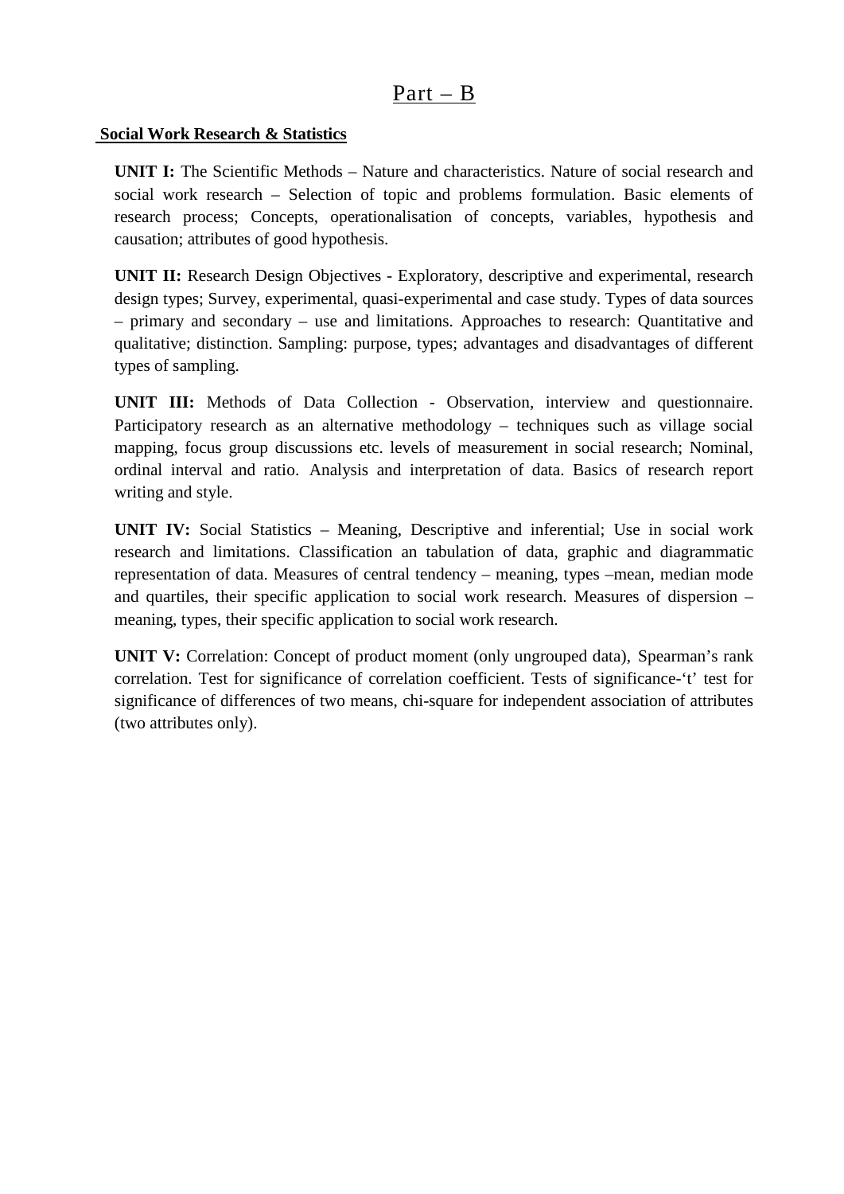# Part – B

**Social Work Research & Statistics**

**UNIT I:** The Scientific Methods – Nature and characteristics. Nature of social research and social work research – Selection of topic and problems formulation. Basic elements of research process; Concepts, operationalisation of concepts, variables, hypothesis and causation; attributes of good hypothesis.

**UNIT II:** Research Design Objectives - Exploratory, descriptive and experimental, research design types; Survey, experimental, quasi-experimental and case study. Types of data sources – primary and secondary – use and limitations. Approaches to research: Quantitative and qualitative; distinction. Sampling: purpose, types; advantages and disadvantages of different types of sampling.

**UNIT III:** Methods of Data Collection - Observation, interview and questionnaire. Participatory research as an alternative methodology – techniques such as village social mapping, focus group discussions etc. levels of measurement in social research; Nominal, ordinal interval and ratio. Analysis and interpretation of data. Basics of research report writing and style.

**UNIT IV:** Social Statistics – Meaning, Descriptive and inferential; Use in social work research and limitations. Classification an tabulation of data, graphic and diagrammatic representation of data. Measures of central tendency – meaning, types –mean, median mode and quartiles, their specific application to social work research. Measures of dispersion – meaning, types, their specific application to social work research.

**UNIT V:** Correlation: Concept of product moment (only ungrouped data), Spearman's rank correlation. Test for significance of correlation coefficient. Tests of significance-'t' test for significance of differences of two means, chi-square for independent association of attributes (two attributes only).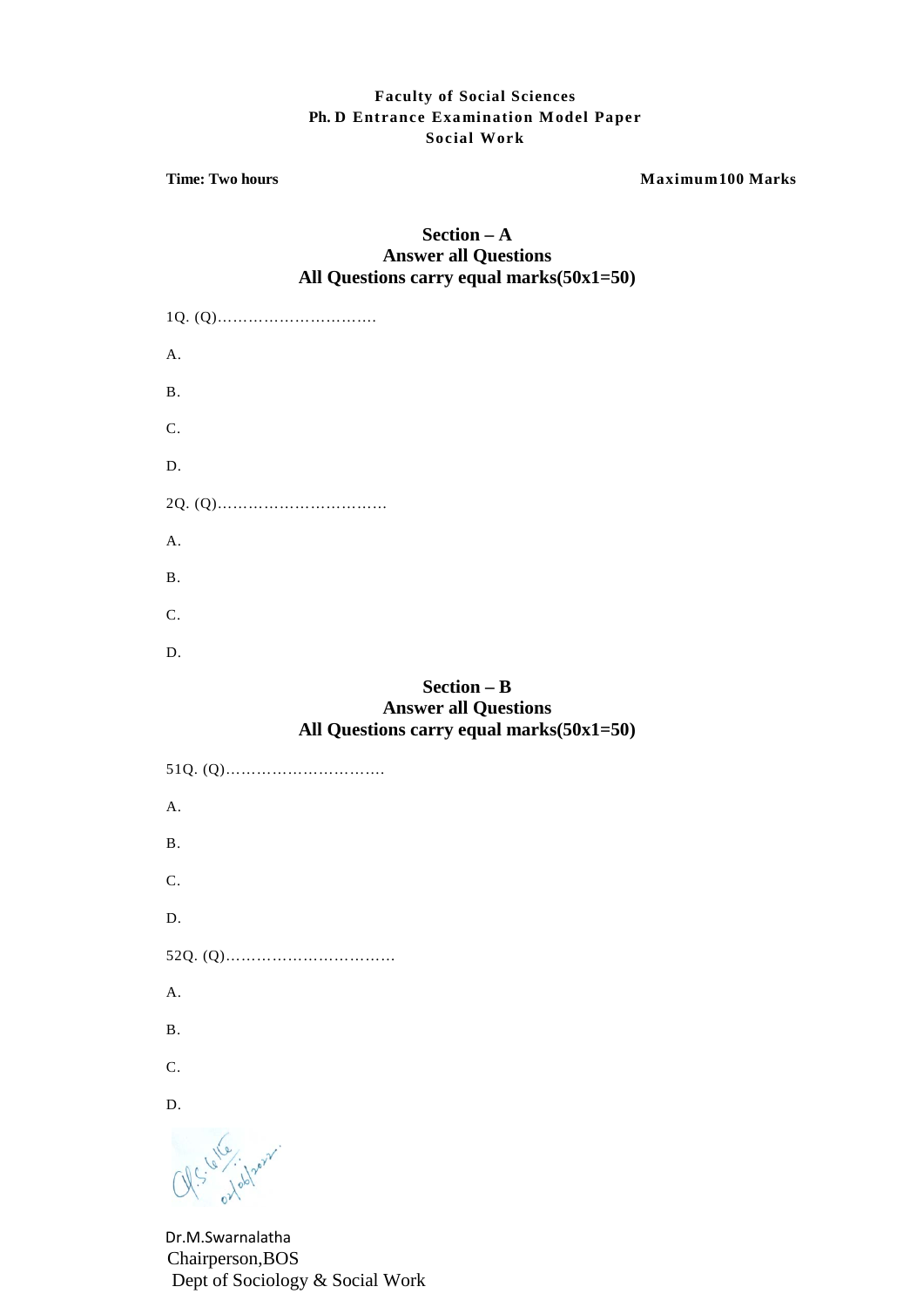**Faculty of Social Sciences**
**Ph. D Entrance Examination Model Paper**
**Social Work**

**Time: Two hours** **Maximum100 Marks**

## Section – A
### Answer all Questions
### All Questions carry equal marks(50x1=50)

1Q. (Q)………………………….

A.

B.

C.

D.

2Q. (Q)……………………………

A.

B.

C.

D.

## Section – B
### Answer all Questions
### All Questions carry equal marks(50x1=50)

51Q. (Q)………………………….

A.

B.

C.

D.

52Q. (Q)……………………………

A.

B.

C.

D.

02/06/2022.

Dr.M.Swarnalatha
Chairperson,BOS
Dept of Sociology & Social Work